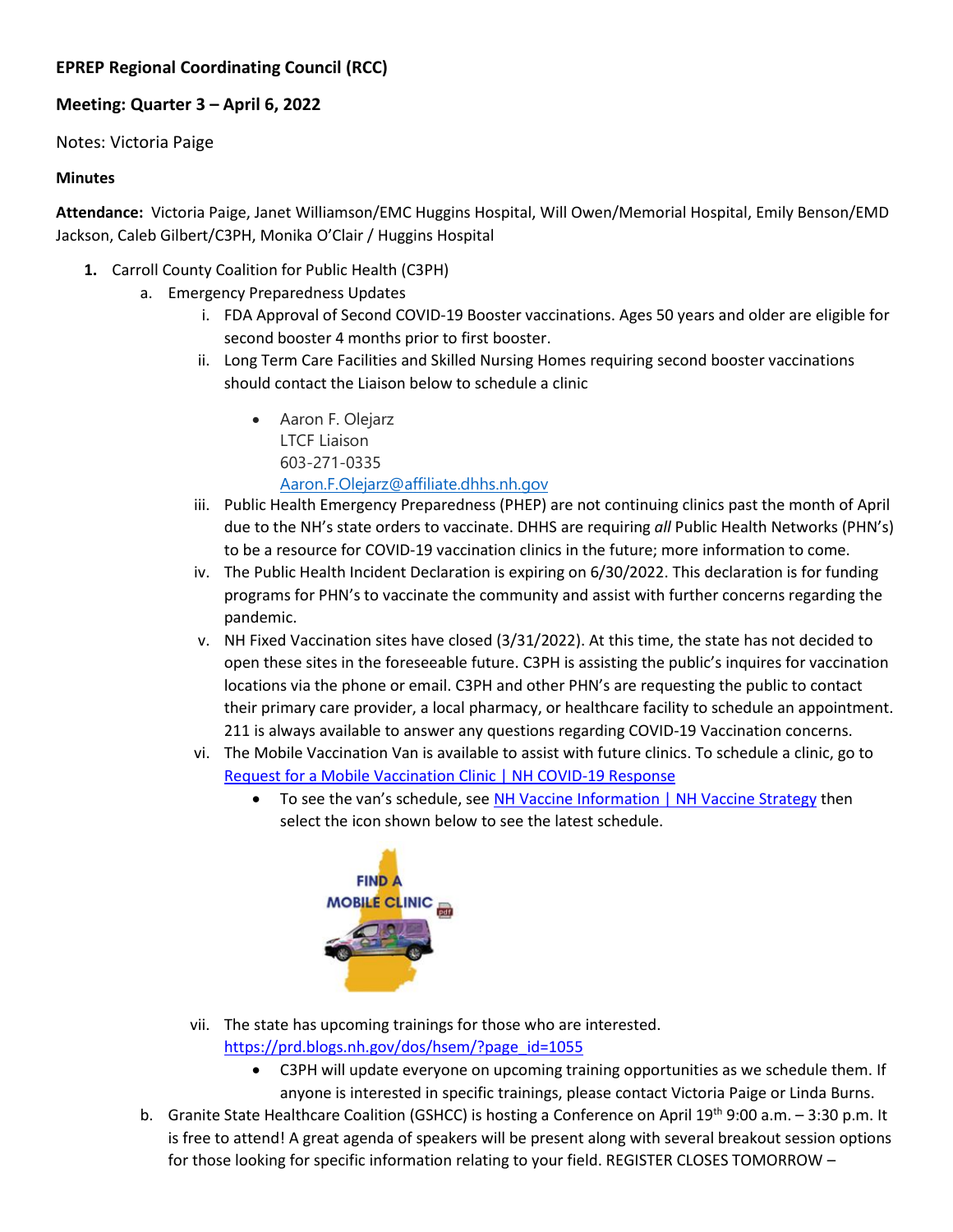**EPREP Regional Coordinating Council (RCC)**

**Meeting: Quarter 3 – April 6, 2022**

Notes: Victoria Paige

**Minutes**

**Attendance:** Victoria Paige, Janet Williamson/EMC Huggins Hospital, Will Owen/Memorial Hospital, Emily Benson/EMD Jackson, Caleb Gilbert/C3PH, Monika O'Clair / Huggins Hospital

1. Carroll County Coalition for Public Health (C3PH)
   a. Emergency Preparedness Updates
      i. FDA Approval of Second COVID-19 Booster vaccinations. Ages 50 years and older are eligible for second booster 4 months prior to first booster.
      ii. Long Term Care Facilities and Skilled Nursing Homes requiring second booster vaccinations should contact the Liaison below to schedule a clinic
         - Aaron F. Olejarz
           LTCF Liaison
           603-271-0335
           Aaron.F.Olejarz@affiliate.dhhs.nh.gov
      iii. Public Health Emergency Preparedness (PHEP) are not continuing clinics past the month of April due to the NH's state orders to vaccinate. DHHS are requiring *all* Public Health Networks (PHN's) to be a resource for COVID-19 vaccination clinics in the future; more information to come.
      iv. The Public Health Incident Declaration is expiring on 6/30/2022. This declaration is for funding programs for PHN's to vaccinate the community and assist with further concerns regarding the pandemic.
      v. NH Fixed Vaccination sites have closed (3/31/2022). At this time, the state has not decided to open these sites in the foreseeable future. C3PH is assisting the public's inquires for vaccination locations via the phone or email. C3PH and other PHN's are requesting the public to contact their primary care provider, a local pharmacy, or healthcare facility to schedule an appointment. 211 is always available to answer any questions regarding COVID-19 Vaccination concerns.
      vi. The Mobile Vaccination Van is available to assist with future clinics. To schedule a clinic, go to Request for a Mobile Vaccination Clinic | NH COVID-19 Response
         - To see the van's schedule, see NH Vaccine Information | NH Vaccine Strategy then select the icon shown below to see the latest schedule.

      vii. The state has upcoming trainings for those who are interested. https://prd.blogs.nh.gov/dos/hsem/?page_id=1055
         - C3PH will update everyone on upcoming training opportunities as we schedule them. If anyone is interested in specific trainings, please contact Victoria Paige or Linda Burns.
   b. Granite State Healthcare Coalition (GSHCC) is hosting a Conference on April 19th 9:00 a.m. – 3:30 p.m. It is free to attend! A great agenda of speakers will be present along with several breakout session options for those looking for specific information relating to your field. REGISTER CLOSES TOMORROW –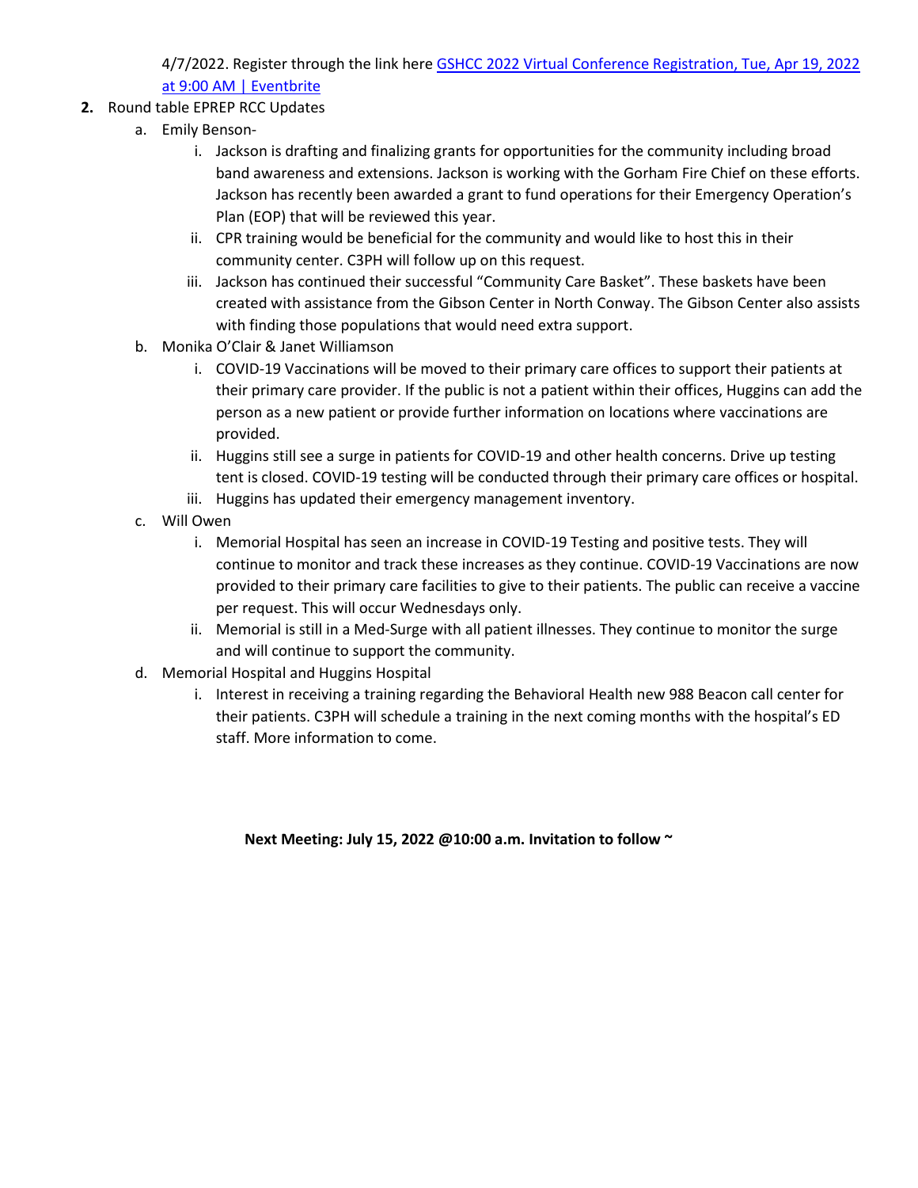4/7/2022. Register through the link here [GSHCC 2022 Virtual Conference Registration, Tue, Apr 19, 2022 at 9:00 AM | Eventbrite]

2. Round table EPREP RCC Updates
    a. Emily Benson-
        i. Jackson is drafting and finalizing grants for opportunities for the community including broad band awareness and extensions. Jackson is working with the Gorham Fire Chief on these efforts. Jackson has recently been awarded a grant to fund operations for their Emergency Operation's Plan (EOP) that will be reviewed this year.
        ii. CPR training would be beneficial for the community and would like to host this in their community center. C3PH will follow up on this request.
        iii. Jackson has continued their successful "Community Care Basket". These baskets have been created with assistance from the Gibson Center in North Conway. The Gibson Center also assists with finding those populations that would need extra support.
    b. Monika O'Clair & Janet Williamson
        i. COVID-19 Vaccinations will be moved to their primary care offices to support their patients at their primary care provider. If the public is not a patient within their offices, Huggins can add the person as a new patient or provide further information on locations where vaccinations are provided.
        ii. Huggins still see a surge in patients for COVID-19 and other health concerns. Drive up testing tent is closed. COVID-19 testing will be conducted through their primary care offices or hospital.
        iii. Huggins has updated their emergency management inventory.
    c. Will Owen
        i. Memorial Hospital has seen an increase in COVID-19 Testing and positive tests. They will continue to monitor and track these increases as they continue. COVID-19 Vaccinations are now provided to their primary care facilities to give to their patients. The public can receive a vaccine per request. This will occur Wednesdays only.
        ii. Memorial is still in a Med-Surge with all patient illnesses. They continue to monitor the surge and will continue to support the community.
    d. Memorial Hospital and Huggins Hospital
        i. Interest in receiving a training regarding the Behavioral Health new 988 Beacon call center for their patients. C3PH will schedule a training in the next coming months with the hospital's ED staff. More information to come.

**Next Meeting: July 15, 2022 @10:00 a.m. Invitation to follow ~**